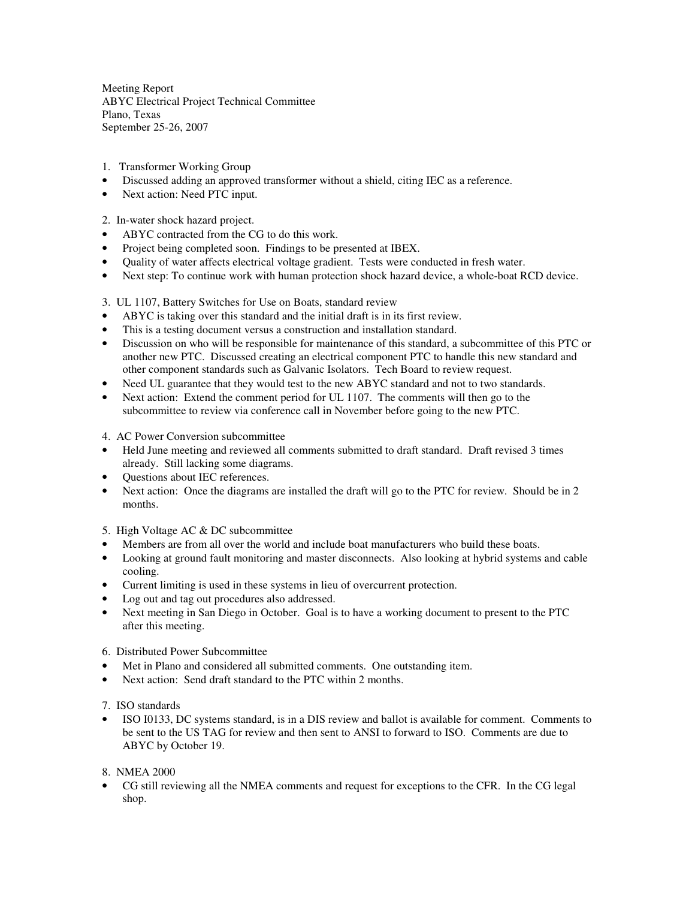Meeting Report
ABYC Electrical Project Technical Committee
Plano, Texas
September 25-26, 2007

1. Transformer Working Group
- Discussed adding an approved transformer without a shield, citing IEC as a reference.
- Next action: Need PTC input.

2. In-water shock hazard project.
- ABYC contracted from the CG to do this work.
- Project being completed soon. Findings to be presented at IBEX.
- Quality of water affects electrical voltage gradient. Tests were conducted in fresh water.
- Next step: To continue work with human protection shock hazard device, a whole-boat RCD device.

3. UL 1107, Battery Switches for Use on Boats, standard review
- ABYC is taking over this standard and the initial draft is in its first review.
- This is a testing document versus a construction and installation standard.
- Discussion on who will be responsible for maintenance of this standard, a subcommittee of this PTC or another new PTC. Discussed creating an electrical component PTC to handle this new standard and other component standards such as Galvanic Isolators. Tech Board to review request.
- Need UL guarantee that they would test to the new ABYC standard and not to two standards.
- Next action: Extend the comment period for UL 1107. The comments will then go to the subcommittee to review via conference call in November before going to the new PTC.

4. AC Power Conversion subcommittee
- Held June meeting and reviewed all comments submitted to draft standard. Draft revised 3 times already. Still lacking some diagrams.
- Questions about IEC references.
- Next action: Once the diagrams are installed the draft will go to the PTC for review. Should be in 2 months.

5. High Voltage AC & DC subcommittee
- Members are from all over the world and include boat manufacturers who build these boats.
- Looking at ground fault monitoring and master disconnects. Also looking at hybrid systems and cable cooling.
- Current limiting is used in these systems in lieu of overcurrent protection.
- Log out and tag out procedures also addressed.
- Next meeting in San Diego in October. Goal is to have a working document to present to the PTC after this meeting.

6. Distributed Power Subcommittee
- Met in Plano and considered all submitted comments. One outstanding item.
- Next action: Send draft standard to the PTC within 2 months.

7. ISO standards
- ISO I0133, DC systems standard, is in a DIS review and ballot is available for comment. Comments to be sent to the US TAG for review and then sent to ANSI to forward to ISO. Comments are due to ABYC by October 19.

8. NMEA 2000
- CG still reviewing all the NMEA comments and request for exceptions to the CFR. In the CG legal shop.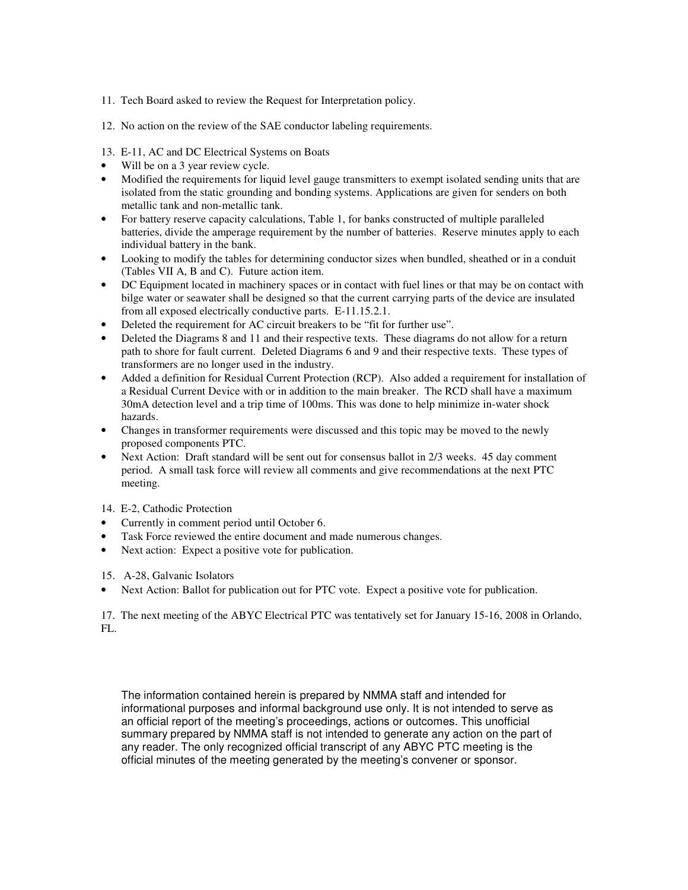11. Tech Board asked to review the Request for Interpretation policy.

12. No action on the review of the SAE conductor labeling requirements.

13. E-11, AC and DC Electrical Systems on Boats

- Will be on a 3 year review cycle.
- Modified the requirements for liquid level gauge transmitters to exempt isolated sending units that are isolated from the static grounding and bonding systems. Applications are given for senders on both metallic tank and non-metallic tank.
- For battery reserve capacity calculations, Table 1, for banks constructed of multiple paralleled batteries, divide the amperage requirement by the number of batteries. Reserve minutes apply to each individual battery in the bank.
- Looking to modify the tables for determining conductor sizes when bundled, sheathed or in a conduit (Tables VII A, B and C). Future action item.
- DC Equipment located in machinery spaces or in contact with fuel lines or that may be on contact with bilge water or seawater shall be designed so that the current carrying parts of the device are insulated from all exposed electrically conductive parts. E-11.15.2.1.
- Deleted the requirement for AC circuit breakers to be "fit for further use".
- Deleted the Diagrams 8 and 11 and their respective texts. These diagrams do not allow for a return path to shore for fault current. Deleted Diagrams 6 and 9 and their respective texts. These types of transformers are no longer used in the industry.
- Added a definition for Residual Current Protection (RCP). Also added a requirement for installation of a Residual Current Device with or in addition to the main breaker. The RCD shall have a maximum 30mA detection level and a trip time of 100ms. This was done to help minimize in-water shock hazards.
- Changes in transformer requirements were discussed and this topic may be moved to the newly proposed components PTC.
- Next Action: Draft standard will be sent out for consensus ballot in 2/3 weeks. 45 day comment period. A small task force will review all comments and give recommendations at the next PTC meeting.

14. E-2, Cathodic Protection

- Currently in comment period until October 6.
- Task Force reviewed the entire document and made numerous changes.
- Next action: Expect a positive vote for publication.

15. A-28, Galvanic Isolators

- Next Action: Ballot for publication out for PTC vote. Expect a positive vote for publication.

17. The next meeting of the ABYC Electrical PTC was tentatively set for January 15-16, 2008 in Orlando, FL.

The information contained herein is prepared by NMMA staff and intended for informational purposes and informal background use only. It is not intended to serve as an official report of the meeting's proceedings, actions or outcomes. This unofficial summary prepared by NMMA staff is not intended to generate any action on the part of any reader. The only recognized official transcript of any ABYC PTC meeting is the official minutes of the meeting generated by the meeting's convener or sponsor.